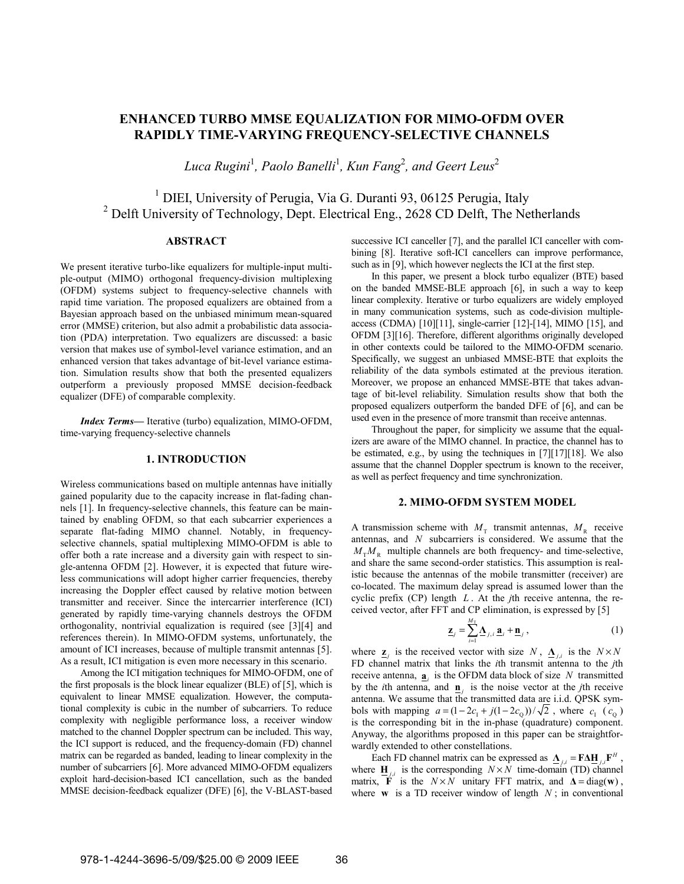# ENHANCED TURBO MMSE EQUALIZATION FOR MIMO-OFDM OVER RAPIDLY TIME-VARYING FREQUENCY-SELECTIVE CHANNELS

*Luca Rugini*[1], *Paolo Banelli*[1], *Kun Fang*[2], *and Geert Leus*[2]

[1] DIEI, University of Perugia, Via G. Duranti 93, 06125 Perugia, Italy
[2] Delft University of Technology, Dept. Electrical Eng., 2628 CD Delft, The Netherlands

## ABSTRACT

We present iterative turbo-like equalizers for multiple-input multiple-output (MIMO) orthogonal frequency-division multiplexing (OFDM) systems subject to frequency-selective channels with rapid time variation. The proposed equalizers are obtained from a Bayesian approach based on the unbiased minimum mean-squared error (MMSE) criterion, but also admit a probabilistic data association (PDA) interpretation. Two equalizers are discussed: a basic version that makes use of symbol-level variance estimation, and an enhanced version that takes advantage of bit-level variance estimation. Simulation results show that both the presented equalizers outperform a previously proposed MMSE decision-feedback equalizer (DFE) of comparable complexity.

***Index Terms*****—** Iterative (turbo) equalization, MIMO-OFDM, time-varying frequency-selective channels

## 1. INTRODUCTION

Wireless communications based on multiple antennas have initially gained popularity due to the capacity increase in flat-fading channels [1]. In frequency-selective channels, this feature can be maintained by enabling OFDM, so that each subcarrier experiences a separate flat-fading MIMO channel. Notably, in frequency-selective channels, spatial multiplexing MIMO-OFDM is able to offer both a rate increase and a diversity gain with respect to single-antenna OFDM [2]. However, it is expected that future wireless communications will adopt higher carrier frequencies, thereby increasing the Doppler effect caused by relative motion between transmitter and receiver. Since the intercarrier interference (ICI) generated by rapidly time-varying channels destroys the OFDM orthogonality, nontrivial equalization is required (see [3][4] and references therein). In MIMO-OFDM systems, unfortunately, the amount of ICI increases, because of multiple transmit antennas [5]. As a result, ICI mitigation is even more necessary in this scenario.

Among the ICI mitigation techniques for MIMO-OFDM, one of the first proposals is the block linear equalizer (BLE) of [5], which is equivalent to linear MMSE equalization. However, the computational complexity is cubic in the number of subcarriers. To reduce complexity with negligible performance loss, a receiver window matched to the channel Doppler spectrum can be included. This way, the ICI support is reduced, and the frequency-domain (FD) channel matrix can be regarded as banded, leading to linear complexity in the number of subcarriers [6]. More advanced MIMO-OFDM equalizers exploit hard-decision-based ICI cancellation, such as the banded MMSE decision-feedback equalizer (DFE) [6], the V-BLAST-based successive ICI canceller [7], and the parallel ICI canceller with combining [8]. Iterative soft-ICI cancellers can improve performance, such as in [9], which however neglects the ICI at the first step.

In this paper, we present a block turbo equalizer (BTE) based on the banded MMSE-BLE approach [6], in such a way to keep linear complexity. Iterative or turbo equalizers are widely employed in many communication systems, such as code-division multiple-access (CDMA) [10][11], single-carrier [12]-[14], MIMO [15], and OFDM [3][16]. Therefore, different algorithms originally developed in other contexts could be tailored to the MIMO-OFDM scenario. Specifically, we suggest an unbiased MMSE-BTE that exploits the reliability of the data symbols estimated at the previous iteration. Moreover, we propose an enhanced MMSE-BTE that takes advantage of bit-level reliability. Simulation results show that both the proposed equalizers outperform the banded DFE of [6], and can be used even in the presence of more transmit than receive antennas.

Throughout the paper, for simplicity we assume that the equalizers are aware of the MIMO channel. In practice, the channel has to be estimated, e.g., by using the techniques in [7][17][18]. We also assume that the channel Doppler spectrum is known to the receiver, as well as perfect frequency and time synchronization.

## 2. MIMO-OFDM SYSTEM MODEL

A transmission scheme with $M_{\mathrm{T}}$ transmit antennas, $M_{\mathrm{R}}$ receive antennas, and $N$ subcarriers is considered. We assume that the $M_{\mathrm{T}}M_{\mathrm{R}}$ multiple channels are both frequency- and time-selective, and share the same second-order statistics. This assumption is realistic because the antennas of the mobile transmitter (receiver) are co-located. The maximum delay spread is assumed lower than the cyclic prefix (CP) length $L$. At the $j$th receive antenna, the received vector, after FFT and CP elimination, is expressed by [5]

$$\underline{\mathbf{z}}_j = \sum_{i=1}^{M_{\mathrm{T}}} \underline{\mathbf{\Lambda}}_{j,i}\, \underline{\mathbf{a}}_i + \underline{\mathbf{n}}_j\,, \tag{1}$$

where $\underline{\mathbf{z}}_j$ is the received vector with size $N$, $\underline{\mathbf{\Lambda}}_{j,i}$ is the $N \times N$ FD channel matrix that links the $i$th transmit antenna to the $j$th receive antenna, $\underline{\mathbf{a}}_i$ is the OFDM data block of size $N$ transmitted by the $i$th antenna, and $\underline{\mathbf{n}}_j$ is the noise vector at the $j$th receive antenna. We assume that the transmitted data are i.i.d. QPSK symbols with mapping $a = (1 - 2c_{\mathrm{I}} + j(1 - 2c_{\mathrm{Q}}))/\sqrt{2}$, where $c_{\mathrm{I}}$ ($c_{\mathrm{Q}}$) is the corresponding bit in the in-phase (quadrature) component. Anyway, the algorithms proposed in this paper can be straightforwardly extended to other constellations.

Each FD channel matrix can be expressed as $\underline{\mathbf{\Lambda}}_{j,i} = \mathbf{F}\mathbf{\Delta}\underline{\mathbf{H}}_{j,i}\mathbf{F}^H$, where $\underline{\mathbf{H}}_{j,i}$ is the corresponding $N \times N$ time-domain (TD) channel matrix, $\mathbf{F}$ is the $N \times N$ unitary FFT matrix, and $\mathbf{\Delta} = \mathrm{diag}(\mathbf{w})$, where $\mathbf{w}$ is a TD receiver window of length $N$; in conventional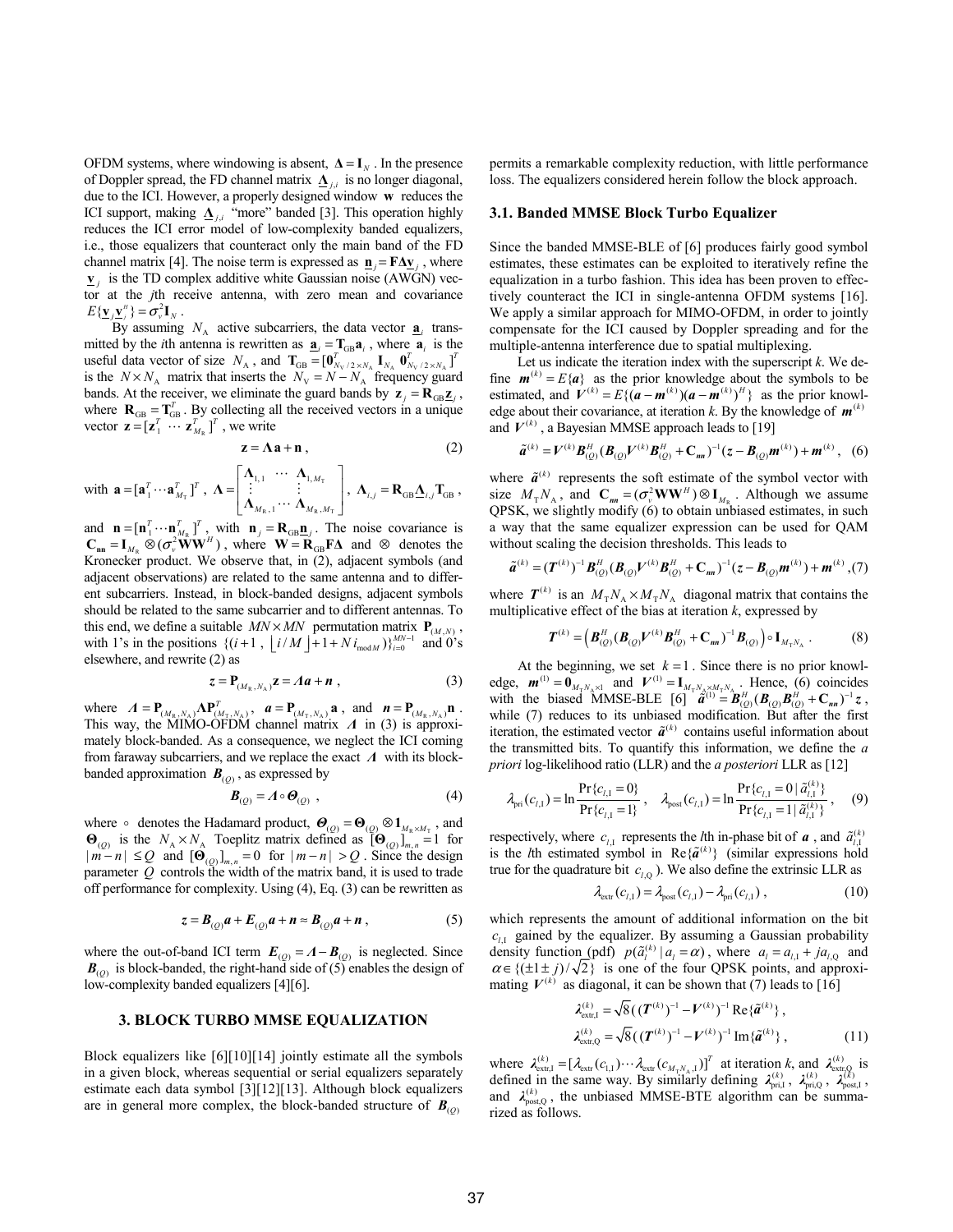OFDM systems, where windowing is absent, $\mathbf{\Delta} = \mathbf{I}_N$. In the presence of Doppler spread, the FD channel matrix $\underline{\mathbf{\Lambda}}_{j,i}$ is no longer diagonal, due to the ICI. However, a properly designed window $\mathbf{w}$ reduces the ICI support, making $\underline{\mathbf{\Lambda}}_{j,i}$ "more" banded [3]. This operation highly reduces the ICI error model of low-complexity banded equalizers, i.e., those equalizers that counteract only the main band of the FD channel matrix [4]. The noise term is expressed as $\underline{\mathbf{n}}_j = \mathbf{F\Delta}\underline{\mathbf{v}}_j$, where $\underline{\mathbf{v}}_j$ is the TD complex additive white Gaussian noise (AWGN) vector at the $j$th receive antenna, with zero mean and covariance $E\{\underline{\mathbf{v}}_j \underline{\mathbf{v}}_j^H\} = \sigma_v^2 \mathbf{I}_N$.

By assuming $N_\text{A}$ active subcarriers, the data vector $\underline{\mathbf{a}}_i$ transmitted by the $i$th antenna is rewritten as $\underline{\mathbf{a}}_i = \mathbf{T}_\text{GB}\mathbf{a}_i$, where $\mathbf{a}_i$ is the useful data vector of size $N_\text{A}$, and $\mathbf{T}_\text{GB} = [\mathbf{0}^T_{N_\text{V}/2\times N_\text{A}}\ \mathbf{I}_{N_\text{A}}\ \mathbf{0}^T_{N_\text{V}/2\times N_\text{A}}]^T$ is the $N \times N_\text{A}$ matrix that inserts the $N_\text{V} = N - N_\text{A}$ frequency guard bands. At the receiver, we eliminate the guard bands by $\mathbf{z}_j = \mathbf{R}_\text{GB}\underline{\mathbf{z}}_j$, where $\mathbf{R}_\text{GB} = \mathbf{T}^T_\text{GB}$. By collecting all the received vectors in a unique vector $\mathbf{z} = [\mathbf{z}_1^T \cdots \mathbf{z}_{M_\text{R}}^T]^T$, we write

$$\mathbf{z} = \mathbf{\Lambda a} + \mathbf{n}\,, \tag{2}$$

with $\mathbf{a} = [\mathbf{a}_1^T \cdots \mathbf{a}_{M_\text{T}}^T]^T$, $\mathbf{\Lambda} = \begin{bmatrix} \mathbf{\Lambda}_{1,1} & \cdots & \mathbf{\Lambda}_{1,M_\text{T}} \\ \vdots & & \vdots \\ \mathbf{\Lambda}_{M_\text{R},1} & \cdots & \mathbf{\Lambda}_{M_\text{R},M_\text{T}} \end{bmatrix}$, $\mathbf{\Lambda}_{j,i} = \mathbf{R}_\text{GB}\underline{\mathbf{\Lambda}}_{j,i}\mathbf{T}_\text{GB}$,

and $\mathbf{n} = [\mathbf{n}_1^T \cdots \mathbf{n}_{M_\text{R}}^T]^T$, with $\mathbf{n}_j = \mathbf{R}_\text{GB}\underline{\mathbf{n}}_j$. The noise covariance is $\mathbf{C_{nn}} = \mathbf{I}_{M_\text{R}} \otimes (\sigma_v^2 \mathbf{W}\mathbf{W}^H)$, where $\mathbf{W} = \mathbf{R}_\text{GB}\mathbf{F\Delta}$ and $\otimes$ denotes the Kronecker product. We observe that, in (2), adjacent symbols (and adjacent observations) are related to the same antenna and to different subcarriers. Instead, in block-banded designs, adjacent symbols should be related to the same subcarrier and to different antennas. To this end, we define a suitable $MN \times MN$ permutation matrix $\mathbf{P}_{(M,N)}$, with 1's in the positions $\{(i+1\,,\ \lfloor i/M \rfloor + 1 + N\, i_{\text{mod}M})\}_{i=0}^{MN-1}$ and 0's elsewhere, and rewrite (2) as

$$\boldsymbol{z} = \mathbf{P}_{(M_\text{R},N_\text{A})}\mathbf{z} = \boldsymbol{\Lambda a} + \boldsymbol{n}\,, \tag{3}$$

where $\boldsymbol{\Lambda} = \mathbf{P}_{(M_\text{R},N_\text{A})}\mathbf{\Lambda}\mathbf{P}^T_{(M_\text{T},N_\text{A})}$, $\boldsymbol{a} = \mathbf{P}_{(M_\text{T},N_\text{A})}\mathbf{a}$, and $\boldsymbol{n} = \mathbf{P}_{(M_\text{R},N_\text{A})}\mathbf{n}$. This way, the MIMO-OFDM channel matrix $\boldsymbol{\Lambda}$ in (3) is approximately block-banded. As a consequence, we neglect the ICI coming from faraway subcarriers, and we replace the exact $\boldsymbol{\Lambda}$ with its block-banded approximation $\boldsymbol{B}_{(Q)}$, as expressed by

$$\boldsymbol{B}_{(Q)} = \boldsymbol{\Lambda} \circ \boldsymbol{\Theta}_{(Q)}\,, \tag{4}$$

where $\circ$ denotes the Hadamard product, $\boldsymbol{\Theta}_{(Q)} = \mathbf{\Theta}_{(Q)} \otimes \mathbf{1}_{M_\text{R}\times M_\text{T}}$, and $\mathbf{\Theta}_{(Q)}$ is the $N_\text{A} \times N_\text{A}$ Toeplitz matrix defined as $[\mathbf{\Theta}_{(Q)}]_{m,n} = 1$ for $|m-n| \le Q$ and $[\mathbf{\Theta}_{(Q)}]_{m,n} = 0$ for $|m-n| > Q$. Since the design parameter $Q$ controls the width of the matrix band, it is used to trade off performance for complexity. Using (4), Eq. (3) can be rewritten as

$$\boldsymbol{z} = \boldsymbol{B}_{(Q)}\boldsymbol{a} + \boldsymbol{E}_{(Q)}\boldsymbol{a} + \boldsymbol{n} \approx \boldsymbol{B}_{(Q)}\boldsymbol{a} + \boldsymbol{n}\,, \tag{5}$$

where the out-of-band ICI term $\boldsymbol{E}_{(Q)} = \boldsymbol{\Lambda} - \boldsymbol{B}_{(Q)}$ is neglected. Since $\boldsymbol{B}_{(Q)}$ is block-banded, the right-hand side of (5) enables the design of low-complexity banded equalizers [4][6].

## 3. BLOCK TURBO MMSE EQUALIZATION

Block equalizers like [6][10][14] jointly estimate all the symbols in a given block, whereas sequential or serial equalizers separately estimate each data symbol [3][12][13]. Although block equalizers are in general more complex, the block-banded structure of $\boldsymbol{B}_{(Q)}$ permits a remarkable complexity reduction, with little performance loss. The equalizers considered herein follow the block approach.

### 3.1. Banded MMSE Block Turbo Equalizer

Since the banded MMSE-BLE of [6] produces fairly good symbol estimates, these estimates can be exploited to iteratively refine the equalization in a turbo fashion. This idea has been proven to effectively counteract the ICI in single-antenna OFDM systems [16]. We apply a similar approach for MIMO-OFDM, in order to jointly compensate for the ICI caused by Doppler spreading and for the multiple-antenna interference due to spatial multiplexing.

Let us indicate the iteration index with the superscript $k$. We define $\boldsymbol{m}^{(k)} = E\{\boldsymbol{a}\}$ as the prior knowledge about the symbols to be estimated, and $\boldsymbol{V}^{(k)} = E\{(\boldsymbol{a} - \boldsymbol{m}^{(k)})(\boldsymbol{a} - \boldsymbol{m}^{(k)})^H\}$ as the prior knowledge about their covariance, at iteration $k$. By the knowledge of $\boldsymbol{m}^{(k)}$ and $\boldsymbol{V}^{(k)}$, a Bayesian MMSE approach leads to [19]

$$\tilde{\boldsymbol{a}}^{(k)} = \boldsymbol{V}^{(k)}\boldsymbol{B}^H_{(Q)}(\boldsymbol{B}_{(Q)}\boldsymbol{V}^{(k)}\boldsymbol{B}^H_{(Q)} + \mathbf{C}_{\boldsymbol{nn}})^{-1}(\boldsymbol{z} - \boldsymbol{B}_{(Q)}\boldsymbol{m}^{(k)}) + \boldsymbol{m}^{(k)}\,, \tag{6}$$

where $\tilde{\boldsymbol{a}}^{(k)}$ represents the soft estimate of the symbol vector with size $M_\text{T}N_\text{A}$, and $\mathbf{C}_{\boldsymbol{nn}} = (\sigma_v^2 \mathbf{W}\mathbf{W}^H) \otimes \mathbf{I}_{M_\text{R}}$. Although we assume QPSK, we slightly modify (6) to obtain unbiased estimates, in such a way that the same equalizer expression can be used for QAM without scaling the decision thresholds. This leads to

$$\tilde{\boldsymbol{a}}^{(k)} = (\boldsymbol{T}^{(k)})^{-1}\boldsymbol{B}^H_{(Q)}(\boldsymbol{B}_{(Q)}\boldsymbol{V}^{(k)}\boldsymbol{B}^H_{(Q)} + \mathbf{C}_{\boldsymbol{nn}})^{-1}(\boldsymbol{z} - \boldsymbol{B}_{(Q)}\boldsymbol{m}^{(k)}) + \boldsymbol{m}^{(k)}\,, \tag{7}$$

where $\boldsymbol{T}^{(k)}$ is an $M_\text{T}N_\text{A} \times M_\text{T}N_\text{A}$ diagonal matrix that contains the multiplicative effect of the bias at iteration $k$, expressed by

$$\boldsymbol{T}^{(k)} = \left(\boldsymbol{B}^H_{(Q)}(\boldsymbol{B}_{(Q)}\boldsymbol{V}^{(k)}\boldsymbol{B}^H_{(Q)} + \mathbf{C}_{\boldsymbol{nn}})^{-1}\boldsymbol{B}_{(Q)}\right) \circ \mathbf{I}_{M_\text{T}N_\text{A}}\,. \tag{8}$$

At the beginning, we set $k = 1$. Since there is no prior knowledge, $\boldsymbol{m}^{(1)} = \mathbf{0}_{M_\text{T}N_\text{A}\times 1}$ and $\boldsymbol{V}^{(1)} = \mathbf{I}_{M_\text{T}N_\text{A}\times M_\text{T}N_\text{A}}$. Hence, (6) coincides with the biased MMSE-BLE [6] $\tilde{\boldsymbol{a}}^{(1)} = \boldsymbol{B}^H_{(Q)}(\boldsymbol{B}_{(Q)}\boldsymbol{B}^H_{(Q)} + \mathbf{C}_{\boldsymbol{nn}})^{-1}\boldsymbol{z}$, while (7) reduces to its unbiased modification. But after the first iteration, the estimated vector $\tilde{\boldsymbol{a}}^{(k)}$ contains useful information about the transmitted bits. To quantify this information, we define the *a priori* log-likelihood ratio (LLR) and the *a posteriori* LLR as [12]

$$\lambda_\text{pri}(c_{l,\text{I}}) = \ln\frac{\Pr\{c_{l,\text{I}} = 0\}}{\Pr\{c_{l,\text{I}} = 1\}}\,, \quad \lambda_\text{post}(c_{l,\text{I}}) = \ln\frac{\Pr\{c_{l,\text{I}} = 0 \,|\, \tilde{a}^{(k)}_{l,\text{I}}\}}{\Pr\{c_{l,\text{I}} = 1 \,|\, \tilde{a}^{(k)}_{l,\text{I}}\}}\,, \tag{9}$$

respectively, where $c_{l,\text{I}}$ represents the $l$th in-phase bit of $\boldsymbol{a}$, and $\tilde{a}^{(k)}_{l,\text{I}}$ is the $l$th estimated symbol in $\text{Re}\{\tilde{\boldsymbol{a}}^{(k)}\}$ (similar expressions hold true for the quadrature bit $c_{l,\text{Q}}$). We also define the extrinsic LLR as

$$\lambda_\text{extr}(c_{l,\text{I}}) = \lambda_\text{post}(c_{l,\text{I}}) - \lambda_\text{pri}(c_{l,\text{I}})\,, \tag{10}$$

which represents the amount of additional information on the bit $c_{l,\text{I}}$ gained by the equalizer. By assuming a Gaussian probability density function (pdf) $p(\tilde{a}^{(k)}_l \,|\, a_l = \alpha)$, where $a_l = a_{l,\text{I}} + j a_{l,\text{Q}}$ and $\alpha \in \{(\pm 1 \pm j)/\sqrt{2}\}$ is one of the four QPSK points, and approximating $\boldsymbol{V}^{(k)}$ as diagonal, it can be shown that (7) leads to [16]

$$\begin{aligned} \boldsymbol{\lambda}^{(k)}_\text{extr,I} &= \sqrt{8}\,((\boldsymbol{T}^{(k)})^{-1} - \boldsymbol{V}^{(k)})^{-1}\,\text{Re}\{\tilde{\boldsymbol{a}}^{(k)}\}\,, \\ \boldsymbol{\lambda}^{(k)}_\text{extr,Q} &= \sqrt{8}\,((\boldsymbol{T}^{(k)})^{-1} - \boldsymbol{V}^{(k)})^{-1}\,\text{Im}\{\tilde{\boldsymbol{a}}^{(k)}\}\,, \end{aligned} \tag{11}$$

where $\boldsymbol{\lambda}^{(k)}_\text{extr,I} = [\lambda_\text{extr}(c_{1,\text{I}}) \cdots \lambda_\text{extr}(c_{M_\text{T}N_\text{A},\text{I}})]^T$ at iteration $k$, and $\boldsymbol{\lambda}^{(k)}_\text{extr,Q}$ is defined in the same way. By similarly defining $\boldsymbol{\lambda}^{(k)}_\text{pri,I}$, $\boldsymbol{\lambda}^{(k)}_\text{pri,Q}$, $\boldsymbol{\lambda}^{(k)}_\text{post,I}$, and $\boldsymbol{\lambda}^{(k)}_\text{post,Q}$, the unbiased MMSE-BTE algorithm can be summarized as follows.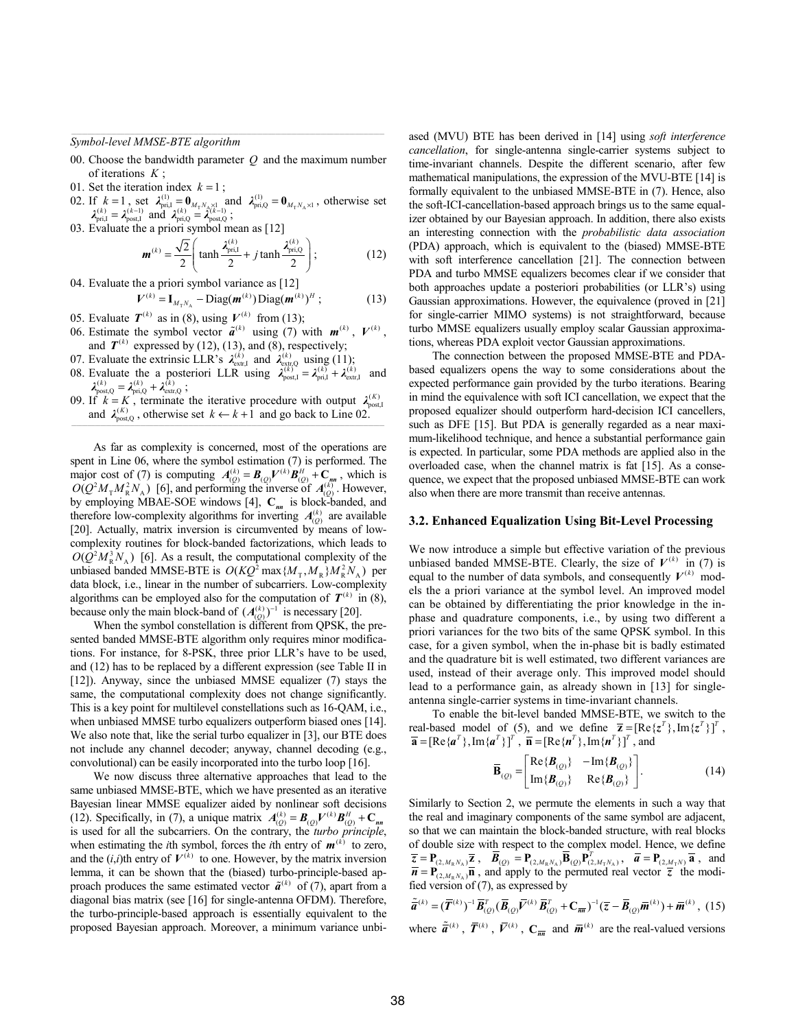*Symbol-level MMSE-BTE algorithm*

00. Choose the bandwidth parameter $Q$ and the maximum number of iterations $K$ ;
01. Set the iteration index $k = 1$ ;
02. If $k = 1$ , set $\boldsymbol{\lambda}_{\text{pri,I}}^{(1)} = \mathbf{0}_{M_\text{T} N_\text{A} \times 1}$ and $\boldsymbol{\lambda}_{\text{pri,Q}}^{(1)} = \mathbf{0}_{M_\text{T} N_\text{A} \times 1}$ , otherwise set $\boldsymbol{\lambda}_{\text{pri,I}}^{(k)} = \boldsymbol{\lambda}_{\text{post,I}}^{(k-1)}$ and $\boldsymbol{\lambda}_{\text{pri,Q}}^{(k)} = \boldsymbol{\lambda}_{\text{post,Q}}^{(k-1)}$ ;
03. Evaluate the a priori symbol mean as [12]
$$\boldsymbol{m}^{(k)} = \frac{\sqrt{2}}{2}\left( \tanh \frac{\boldsymbol{\lambda}_{\text{pri,I}}^{(k)}}{2} + j \tanh \frac{\boldsymbol{\lambda}_{\text{pri,Q}}^{(k)}}{2} \right); \quad (12)$$
04. Evaluate the a priori symbol variance as [12]
$$\boldsymbol{V}^{(k)} = \mathbf{I}_{M_\text{T} N_\text{A}} - \text{Diag}(\boldsymbol{m}^{(k)})\text{Diag}(\boldsymbol{m}^{(k)})^H ; \quad (13)$$
05. Evaluate $\boldsymbol{T}^{(k)}$ as in (8), using $\boldsymbol{V}^{(k)}$ from (13);
06. Estimate the symbol vector $\tilde{\boldsymbol{a}}^{(k)}$ using (7) with $\boldsymbol{m}^{(k)}$ , $\boldsymbol{V}^{(k)}$ , and $\boldsymbol{T}^{(k)}$ expressed by (12), (13), and (8), respectively;
07. Evaluate the extrinsic LLR's $\boldsymbol{\lambda}_{\text{extr,I}}^{(k)}$ and $\boldsymbol{\lambda}_{\text{extr,Q}}^{(k)}$ using (11);
08. Evaluate the a posteriori LLR using $\boldsymbol{\lambda}_{\text{post,I}}^{(k)} = \boldsymbol{\lambda}_{\text{pri,I}}^{(k)} + \boldsymbol{\lambda}_{\text{extr,I}}^{(k)}$ and $\boldsymbol{\lambda}_{\text{post,Q}}^{(k)} = \boldsymbol{\lambda}_{\text{pri,Q}}^{(k)} + \boldsymbol{\lambda}_{\text{extr,Q}}^{(k)}$ ;
09. If $k = K$ , terminate the iterative procedure with output $\boldsymbol{\lambda}_{\text{post,I}}^{(K)}$ and $\boldsymbol{\lambda}_{\text{post,Q}}^{(K)}$ , otherwise set $k \leftarrow k+1$ and go back to Line 02.

As far as complexity is concerned, most of the operations are spent in Line 06, where the symbol estimation (7) is performed. The major cost of (7) is computing $\boldsymbol{A}_{(Q)}^{(k)} = \boldsymbol{B}_{(Q)}\boldsymbol{V}^{(k)}\boldsymbol{B}_{(Q)}^H + \mathbf{C}_{\boldsymbol{nn}}$ , which is $O(Q^2 M_\text{T} M_\text{R}^2 N_\text{A})$ [6], and performing the inverse of $\boldsymbol{A}_{(Q)}^{(k)}$. However, by employing MBAE-SOE windows [4], $\mathbf{C}_{\boldsymbol{nn}}$ is block-banded, and therefore low-complexity algorithms for inverting $\boldsymbol{A}_{(Q)}^{(k)}$ are available [20]. Actually, matrix inversion is circumvented by means of low-complexity routines for block-banded factorizations, which leads to $O(Q^2 M_\text{R}^3 N_\text{A})$ [6]. As a result, the computational complexity of the unbiased banded MMSE-BTE is $O(KQ^2 \max\{M_\text{T}, M_\text{R}\} M_\text{R}^2 N_\text{A})$ per data block, i.e., linear in the number of subcarriers. Low-complexity algorithms can be employed also for the computation of $\boldsymbol{T}^{(k)}$ in (8), because only the main block-band of $(\boldsymbol{A}_{(Q)}^{(k)})^{-1}$ is necessary [20].

When the symbol constellation is different from QPSK, the presented banded MMSE-BTE algorithm only requires minor modifications. For instance, for 8-PSK, three prior LLR's have to be used, and (12) has to be replaced by a different expression (see Table II in [12]). Anyway, since the unbiased MMSE equalizer (7) stays the same, the computational complexity does not change significantly. This is a key point for multilevel constellations such as 16-QAM, i.e., when unbiased MMSE turbo equalizers outperform biased ones [14]. We also note that, like the serial turbo equalizer in [3], our BTE does not include any channel decoder; anyway, channel decoding (e.g., convolutional) can be easily incorporated into the turbo loop [16].

We now discuss three alternative approaches that lead to the same unbiased MMSE-BTE, which we have presented as an iterative Bayesian linear MMSE equalizer aided by nonlinear soft decisions (12). Specifically, in (7), a unique matrix $\boldsymbol{A}_{(Q)}^{(k)} = \boldsymbol{B}_{(Q)}\boldsymbol{V}^{(k)}\boldsymbol{B}_{(Q)}^H + \mathbf{C}_{\boldsymbol{nn}}$ is used for all the subcarriers. On the contrary, the *turbo principle*, when estimating the *i*th symbol, forces the *i*th entry of $\boldsymbol{m}^{(k)}$ to zero, and the $(i,i)$th entry of $\boldsymbol{V}^{(k)}$ to one. However, by the matrix inversion lemma, it can be shown that the (biased) turbo-principle-based approach produces the same estimated vector $\tilde{\boldsymbol{a}}^{(k)}$ of (7), apart from a diagonal bias matrix (see [16] for single-antenna OFDM). Therefore, the turbo-principle-based approach is essentially equivalent to the proposed Bayesian approach. Moreover, a minimum variance unbiased (MVU) BTE has been derived in [14] using *soft interference cancellation*, for single-antenna single-carrier systems subject to time-invariant channels. Despite the different scenario, after few mathematical manipulations, the expression of the MVU-BTE [14] is formally equivalent to the unbiased MMSE-BTE in (7). Hence, also the soft-ICI-cancellation-based approach brings us to the same equalizer obtained by our Bayesian approach. In addition, there also exists an interesting connection with the *probabilistic data association* (PDA) approach, which is equivalent to the (biased) MMSE-BTE with soft interference cancellation [21]. The connection between PDA and turbo MMSE equalizers becomes clear if we consider that both approaches update a posteriori probabilities (or LLR's) using Gaussian approximations. However, the equivalence (proved in [21] for single-carrier MIMO systems) is not straightforward, because turbo MMSE equalizers usually employ scalar Gaussian approximations, whereas PDA exploit vector Gaussian approximations.

The connection between the proposed MMSE-BTE and PDA-based equalizers opens the way to some considerations about the expected performance gain provided by the turbo iterations. Bearing in mind the equivalence with soft ICI cancellation, we expect that the proposed equalizer should outperform hard-decision ICI cancellers, such as DFE [15]. But PDA is generally regarded as a near maximum-likelihood technique, and hence a substantial performance gain is expected. In particular, some PDA methods are applied also in the overloaded case, when the channel matrix is fat [15]. As a consequence, we expect that the proposed unbiased MMSE-BTE can work also when there are more transmit than receive antennas.

### 3.2. Enhanced Equalization Using Bit-Level Processing

We now introduce a simple but effective variation of the previous unbiased banded MMSE-BTE. Clearly, the size of $\boldsymbol{V}^{(k)}$ in (7) is equal to the number of data symbols, and consequently $\boldsymbol{V}^{(k)}$ models the a priori variance at the symbol level. An improved model can be obtained by differentiating the prior knowledge in the in-phase and quadrature components, i.e., by using two different a priori variances for the two bits of the same QPSK symbol. In this case, for a given symbol, when the in-phase bit is badly estimated and the quadrature bit is well estimated, two different variances are used, instead of their average only. This improved model should lead to a performance gain, as already shown in [13] for single-antenna single-carrier systems in time-invariant channels.

To enable the bit-level banded MMSE-BTE, we switch to the real-based model of (5), and we define $\overline{\mathbf{z}} = [\text{Re}\{\boldsymbol{z}^T\}, \text{Im}\{\boldsymbol{z}^T\}]^T$, $\overline{\mathbf{a}} = [\text{Re}\{\boldsymbol{a}^T\}, \text{Im}\{\boldsymbol{a}^T\}]^T$ , $\overline{\mathbf{n}} = [\text{Re}\{\boldsymbol{n}^T\}, \text{Im}\{\boldsymbol{n}^T\}]^T$ , and
$$\overline{\mathbf{B}}_{(Q)} = \begin{bmatrix} \text{Re}\{\boldsymbol{B}_{(Q)}\} & -\text{Im}\{\boldsymbol{B}_{(Q)}\} \\ \text{Im}\{\boldsymbol{B}_{(Q)}\} & \text{Re}\{\boldsymbol{B}_{(Q)}\} \end{bmatrix}. \quad (14)$$

Similarly to Section 2, we permute the elements in such a way that the real and imaginary components of the same symbol are adjacent, so that we can maintain the block-banded structure, with real blocks of double size with respect to the complex model. Hence, we define $\overline{\boldsymbol{z}} = \mathbf{P}_{(2,M_\text{R} N_\text{A})}\overline{\mathbf{z}}$ , $\overline{\boldsymbol{B}}_{(Q)} = \mathbf{P}_{(2,M_\text{R} N_\text{A})}\overline{\mathbf{B}}_{(Q)}\mathbf{P}_{(2,M_\text{T} N_\text{A})}^T$ , $\overline{\boldsymbol{a}} = \mathbf{P}_{(2,M_\text{T} N)}\overline{\mathbf{a}}$ , and $\overline{\boldsymbol{n}} = \mathbf{P}_{(2,M_\text{R} N_\text{A})}\overline{\mathbf{n}}$ , and apply to the permuted real vector $\overline{\boldsymbol{z}}$ the modified version of (7), as expressed by
$$\tilde{\overline{\boldsymbol{a}}}^{(k)} = (\overline{\boldsymbol{T}}^{(k)})^{-1}\overline{\boldsymbol{B}}_{(Q)}^T(\overline{\boldsymbol{B}}_{(Q)}\overline{\boldsymbol{V}}^{(k)}\overline{\boldsymbol{B}}_{(Q)}^T + \mathbf{C}_{\overline{\boldsymbol{nn}}})^{-1}(\overline{\boldsymbol{z}} - \overline{\boldsymbol{B}}_{(Q)}\overline{\boldsymbol{m}}^{(k)}) + \overline{\boldsymbol{m}}^{(k)}, \quad (15)$$
where $\tilde{\overline{\boldsymbol{a}}}^{(k)}$ , $\overline{\boldsymbol{T}}^{(k)}$ , $\overline{\boldsymbol{V}}^{(k)}$ , $\mathbf{C}_{\overline{\boldsymbol{nn}}}$ and $\overline{\boldsymbol{m}}^{(k)}$ are the real-valued versions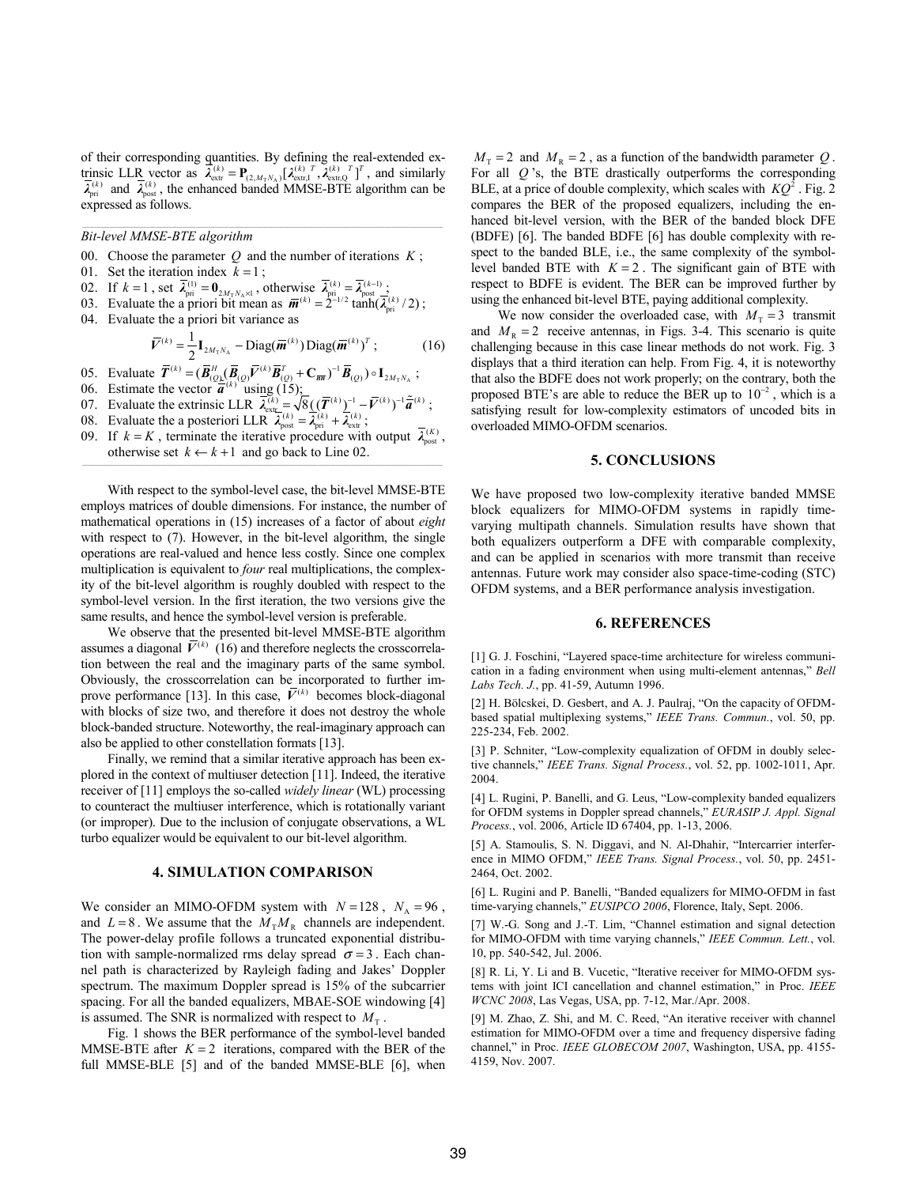of their corresponding quantities. By defining the real-extended extrinsic LLR vector as $\bar{\boldsymbol{\lambda}}_{\text{extr}}^{(k)} = \mathbf{P}_{(2,M_T N_A)}[\boldsymbol{\lambda}_{\text{extr,I}}^{(k)\,T}, \boldsymbol{\lambda}_{\text{extr,Q}}^{(k)\,T}]^T$, and similarly $\bar{\boldsymbol{\lambda}}_{\text{pri}}^{(k)}$ and $\bar{\boldsymbol{\lambda}}_{\text{post}}^{(k)}$, the enhanced banded MMSE-BTE algorithm can be expressed as follows.

---

*Bit-level MMSE-BTE algorithm*

00. Choose the parameter $Q$ and the number of iterations $K$;
01. Set the iteration index $k = 1$;
02. If $k = 1$, set $\bar{\boldsymbol{\lambda}}_{\text{pri}}^{(1)} = \mathbf{0}_{2M_T N_A \times 1}$, otherwise $\bar{\boldsymbol{\lambda}}_{\text{pri}}^{(k)} = \bar{\boldsymbol{\lambda}}_{\text{post}}^{(k-1)}$;
03. Evaluate the a priori bit mean as $\bar{\boldsymbol{m}}^{(k)} = 2^{-1/2} \tanh(\bar{\boldsymbol{\lambda}}_{\text{pri}}^{(k)}/2)$;
04. Evaluate the a priori bit variance as
$$\bar{\boldsymbol{V}}^{(k)} = \frac{1}{2}\mathbf{I}_{2M_T N_A} - \text{Diag}(\bar{\boldsymbol{m}}^{(k)})\,\text{Diag}(\bar{\boldsymbol{m}}^{(k)})^T ; \qquad (16)$$
05. Evaluate $\bar{\boldsymbol{T}}^{(k)} = (\bar{\boldsymbol{B}}_{(Q)}^H(\bar{\boldsymbol{B}}_{(Q)}\bar{\boldsymbol{V}}^{(k)}\bar{\boldsymbol{B}}_{(Q)}^T + \mathbf{C}_{\bar{\boldsymbol{n}}\bar{\boldsymbol{n}}})^{-1}\bar{\boldsymbol{B}}_{(Q)}) \circ \mathbf{I}_{2M_T N_A}$;
06. Estimate the vector $\tilde{\bar{\boldsymbol{a}}}^{(k)}$ using (15);
07. Evaluate the extrinsic LLR $\bar{\boldsymbol{\lambda}}_{\text{extr}}^{(k)} = \sqrt{8}((\bar{\boldsymbol{T}}^{(k)})^{-1} - \bar{\boldsymbol{V}}^{(k)})^{-1}\tilde{\bar{\boldsymbol{a}}}^{(k)}$;
08. Evaluate the a posteriori LLR $\bar{\boldsymbol{\lambda}}_{\text{post}}^{(k)} = \bar{\boldsymbol{\lambda}}_{\text{pri}}^{(k)} + \bar{\boldsymbol{\lambda}}_{\text{extr}}^{(k)}$;
09. If $k = K$, terminate the iterative procedure with output $\bar{\boldsymbol{\lambda}}_{\text{post}}^{(K)}$, otherwise set $k \leftarrow k+1$ and go back to Line 02.

---

With respect to the symbol-level case, the bit-level MMSE-BTE employs matrices of double dimensions. For instance, the number of mathematical operations in (15) increases of a factor of about *eight* with respect to (7). However, in the bit-level algorithm, the single operations are real-valued and hence less costly. Since one complex multiplication is equivalent to *four* real multiplications, the complexity of the bit-level algorithm is roughly doubled with respect to the symbol-level version. In the first iteration, the two versions give the same results, and hence the symbol-level version is preferable.

We observe that the presented bit-level MMSE-BTE algorithm assumes a diagonal $\bar{\boldsymbol{V}}^{(k)}$ (16) and therefore neglects the crosscorrelation between the real and the imaginary parts of the same symbol. Obviously, the crosscorrelation can be incorporated to further improve performance [13]. In this case, $\bar{\boldsymbol{V}}^{(k)}$ becomes block-diagonal with blocks of size two, and therefore it does not destroy the whole block-banded structure. Noteworthy, the real-imaginary approach can also be applied to other constellation formats [13].

Finally, we remind that a similar iterative approach has been explored in the context of multiuser detection [11]. Indeed, the iterative receiver of [11] employs the so-called *widely linear* (WL) processing to counteract the multiuser interference, which is rotationally variant (or improper). Due to the inclusion of conjugate observations, a WL turbo equalizer would be equivalent to our bit-level algorithm.

## 4. SIMULATION COMPARISON

We consider an MIMO-OFDM system with $N = 128$, $N_A = 96$, and $L = 8$. We assume that the $M_T M_R$ channels are independent. The power-delay profile follows a truncated exponential distribution with sample-normalized rms delay spread $\sigma = 3$. Each channel path is characterized by Rayleigh fading and Jakes' Doppler spectrum. The maximum Doppler spread is 15% of the subcarrier spacing. For all the banded equalizers, MBAE-SOE windowing [4] is assumed. The SNR is normalized with respect to $M_T$.

Fig. 1 shows the BER performance of the symbol-level banded MMSE-BTE after $K = 2$ iterations, compared with the BER of the full MMSE-BLE [5] and of the banded MMSE-BLE [6], when $M_T = 2$ and $M_R = 2$, as a function of the bandwidth parameter $Q$. For all $Q$'s, the BTE drastically outperforms the corresponding BLE, at a price of double complexity, which scales with $KQ^2$. Fig. 2 compares the BER of the proposed equalizers, including the enhanced bit-level version, with the BER of the banded block DFE (BDFE) [6]. The banded BDFE [6] has double complexity with respect to the banded BLE, i.e., the same complexity of the symbol-level banded BTE with $K = 2$. The significant gain of BTE with respect to BDFE is evident. The BER can be improved further by using the enhanced bit-level BTE, paying additional complexity.

We now consider the overloaded case, with $M_T = 3$ transmit and $M_R = 2$ receive antennas, in Figs. 3-4. This scenario is quite challenging because in this case linear methods do not work. Fig. 3 displays that a third iteration can help. From Fig. 4, it is noteworthy that also the BDFE does not work properly; on the contrary, both the proposed BTE's are able to reduce the BER up to $10^{-2}$, which is a satisfying result for low-complexity estimators of uncoded bits in overloaded MIMO-OFDM scenarios.

## 5. CONCLUSIONS

We have proposed two low-complexity iterative banded MMSE block equalizers for MIMO-OFDM systems in rapidly time-varying multipath channels. Simulation results have shown that both equalizers outperform a DFE with comparable complexity, and can be applied in scenarios with more transmit than receive antennas. Future work may consider also space-time-coding (STC) OFDM systems, and a BER performance analysis investigation.

## 6. REFERENCES

[1] G. J. Foschini, "Layered space-time architecture for wireless communication in a fading environment when using multi-element antennas," *Bell Labs Tech. J.*, pp. 41-59, Autumn 1996.

[2] H. Bölcskei, D. Gesbert, and A. J. Paulraj, "On the capacity of OFDM-based spatial multiplexing systems," *IEEE Trans. Commun.*, vol. 50, pp. 225-234, Feb. 2002.

[3] P. Schniter, "Low-complexity equalization of OFDM in doubly selective channels," *IEEE Trans. Signal Process.*, vol. 52, pp. 1002-1011, Apr. 2004.

[4] L. Rugini, P. Banelli, and G. Leus, "Low-complexity banded equalizers for OFDM systems in Doppler spread channels," *EURASIP J. Appl. Signal Process.*, vol. 2006, Article ID 67404, pp. 1-13, 2006.

[5] A. Stamoulis, S. N. Diggavi, and N. Al-Dhahir, "Intercarrier interference in MIMO OFDM," *IEEE Trans. Signal Process.*, vol. 50, pp. 2451-2464, Oct. 2002.

[6] L. Rugini and P. Banelli, "Banded equalizers for MIMO-OFDM in fast time-varying channels," *EUSIPCO 2006*, Florence, Italy, Sept. 2006.

[7] W.-G. Song and J.-T. Lim, "Channel estimation and signal detection for MIMO-OFDM with time varying channels," *IEEE Commun. Lett.*, vol. 10, pp. 540-542, Jul. 2006.

[8] R. Li, Y. Li and B. Vucetic, "Iterative receiver for MIMO-OFDM systems with joint ICI cancellation and channel estimation," in Proc. *IEEE WCNC 2008*, Las Vegas, USA, pp. 7-12, Mar./Apr. 2008.

[9] M. Zhao, Z. Shi, and M. C. Reed, "An iterative receiver with channel estimation for MIMO-OFDM over a time and frequency dispersive fading channel," in Proc. *IEEE GLOBECOM 2007*, Washington, USA, pp. 4155-4159, Nov. 2007.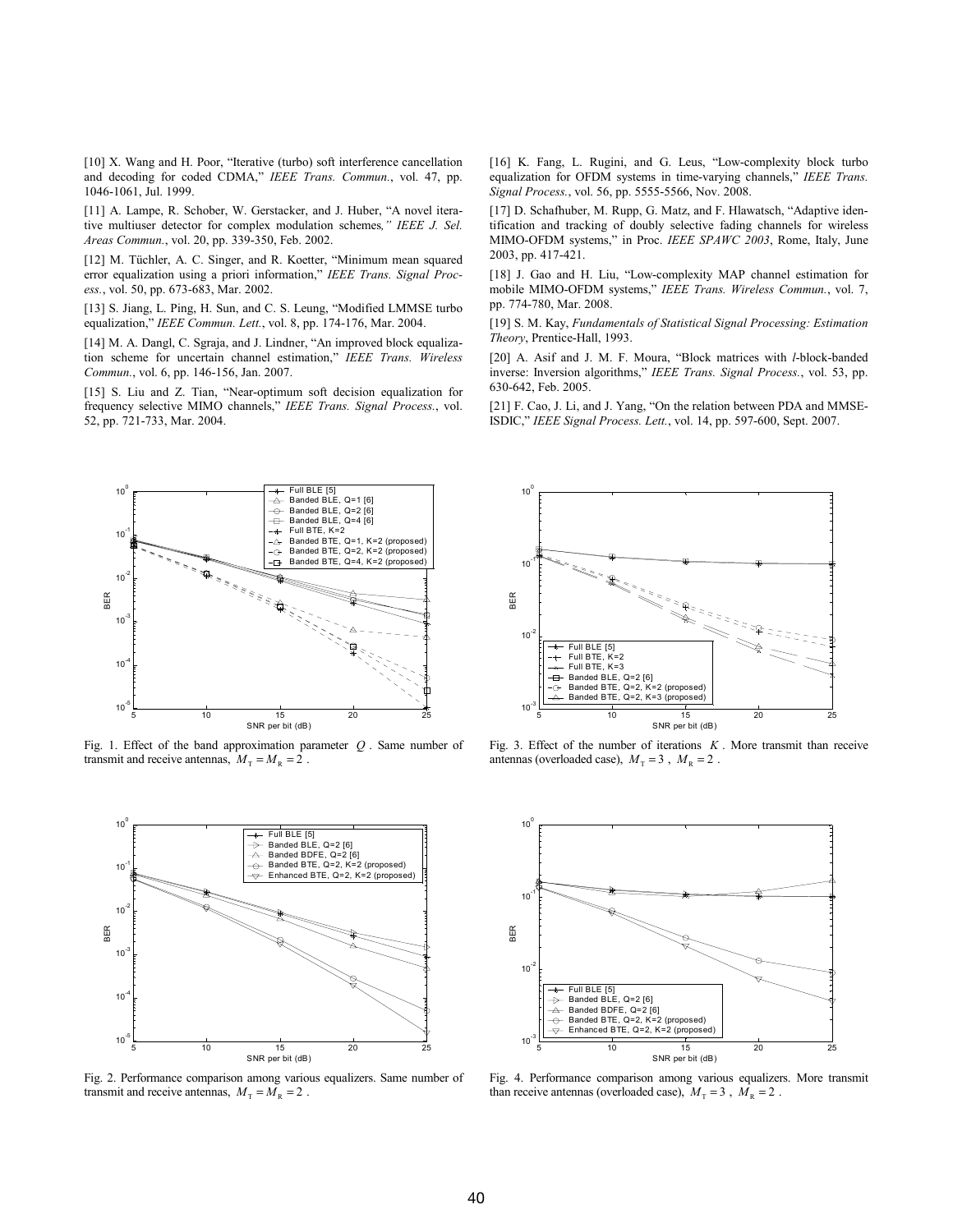[10] X. Wang and H. Poor, "Iterative (turbo) soft interference cancellation and decoding for coded CDMA," *IEEE Trans. Commun.*, vol. 47, pp. 1046-1061, Jul. 1999.

[11] A. Lampe, R. Schober, W. Gerstacker, and J. Huber, "A novel iterative multiuser detector for complex modulation schemes*," IEEE J. Sel. Areas Commun.*, vol. 20, pp. 339-350, Feb. 2002.

[12] M. Tüchler, A. C. Singer, and R. Koetter, "Minimum mean squared error equalization using a priori information," *IEEE Trans. Signal Process.*, vol. 50, pp. 673-683, Mar. 2002.

[13] S. Jiang, L. Ping, H. Sun, and C. S. Leung, "Modified LMMSE turbo equalization," *IEEE Commun. Lett.*, vol. 8, pp. 174-176, Mar. 2004.

[14] M. A. Dangl, C. Sgraja, and J. Lindner, "An improved block equalization scheme for uncertain channel estimation," *IEEE Trans. Wireless Commun.*, vol. 6, pp. 146-156, Jan. 2007.

[15] S. Liu and Z. Tian, "Near-optimum soft decision equalization for frequency selective MIMO channels," *IEEE Trans. Signal Process.*, vol. 52, pp. 721-733, Mar. 2004.

[16] K. Fang, L. Rugini, and G. Leus, "Low-complexity block turbo equalization for OFDM systems in time-varying channels," *IEEE Trans. Signal Process.*, vol. 56, pp. 5555-5566, Nov. 2008.

[17] D. Schafhuber, M. Rupp, G. Matz, and F. Hlawatsch, "Adaptive identification and tracking of doubly selective fading channels for wireless MIMO-OFDM systems," in Proc. *IEEE SPAWC 2003*, Rome, Italy, June 2003, pp. 417-421.

[18] J. Gao and H. Liu, "Low-complexity MAP channel estimation for mobile MIMO-OFDM systems," *IEEE Trans. Wireless Commun.*, vol. 7, pp. 774-780, Mar. 2008.

[19] S. M. Kay, *Fundamentals of Statistical Signal Processing: Estimation Theory*, Prentice-Hall, 1993.

[20] A. Asif and J. M. F. Moura, "Block matrices with *l*-block-banded inverse: Inversion algorithms," *IEEE Trans. Signal Process.*, vol. 53, pp. 630-642, Feb. 2005.

[21] F. Cao, J. Li, and J. Yang, "On the relation between PDA and MMSE-ISDIC," *IEEE Signal Process. Lett.*, vol. 14, pp. 597-600, Sept. 2007.

Full BLE [5]
Banded BLE, Q=1 [6]
Banded BLE, Q=2 [6]
Banded BLE, Q=4 [6]
Full BTE, K=2
Banded BTE, Q=1, K=2 (proposed)
Banded BTE, Q=2, K=2 (proposed)
Banded BTE, Q=4, K=2 (proposed)
BER
SNR per bit (dB)

Fig. 1. Effect of the band approximation parameter $Q$. Same number of transmit and receive antennas, $M_T = M_R = 2$.

Full BLE [5]
Full BTE, K=2
Full BTE, K=3
Banded BLE, Q=2 [6]
Banded BTE, Q=2, K=2 (proposed)
Banded BTE, Q=2, K=3 (proposed)
BER
SNR per bit (dB)

Fig. 3. Effect of the number of iterations $K$. More transmit than receive antennas (overloaded case), $M_T = 3$, $M_R = 2$.

Full BLE [5]
Banded BLE, Q=2 [6]
Banded BDFE, Q=2 [6]
Banded BTE, Q=2, K=2 (proposed)
Enhanced BTE, Q=2, K=2 (proposed)
BER
SNR per bit (dB)

Fig. 2. Performance comparison among various equalizers. Same number of transmit and receive antennas, $M_T = M_R = 2$.

Full BLE [5]
Banded BLE, Q=2 [6]
Banded BDFE, Q=2 [6]
Banded BTE, Q=2, K=2 (proposed)
Enhanced BTE, Q=2, K=2 (proposed)
BER
SNR per bit (dB)

Fig. 4. Performance comparison among various equalizers. More transmit than receive antennas (overloaded case), $M_T = 3$, $M_R = 2$.